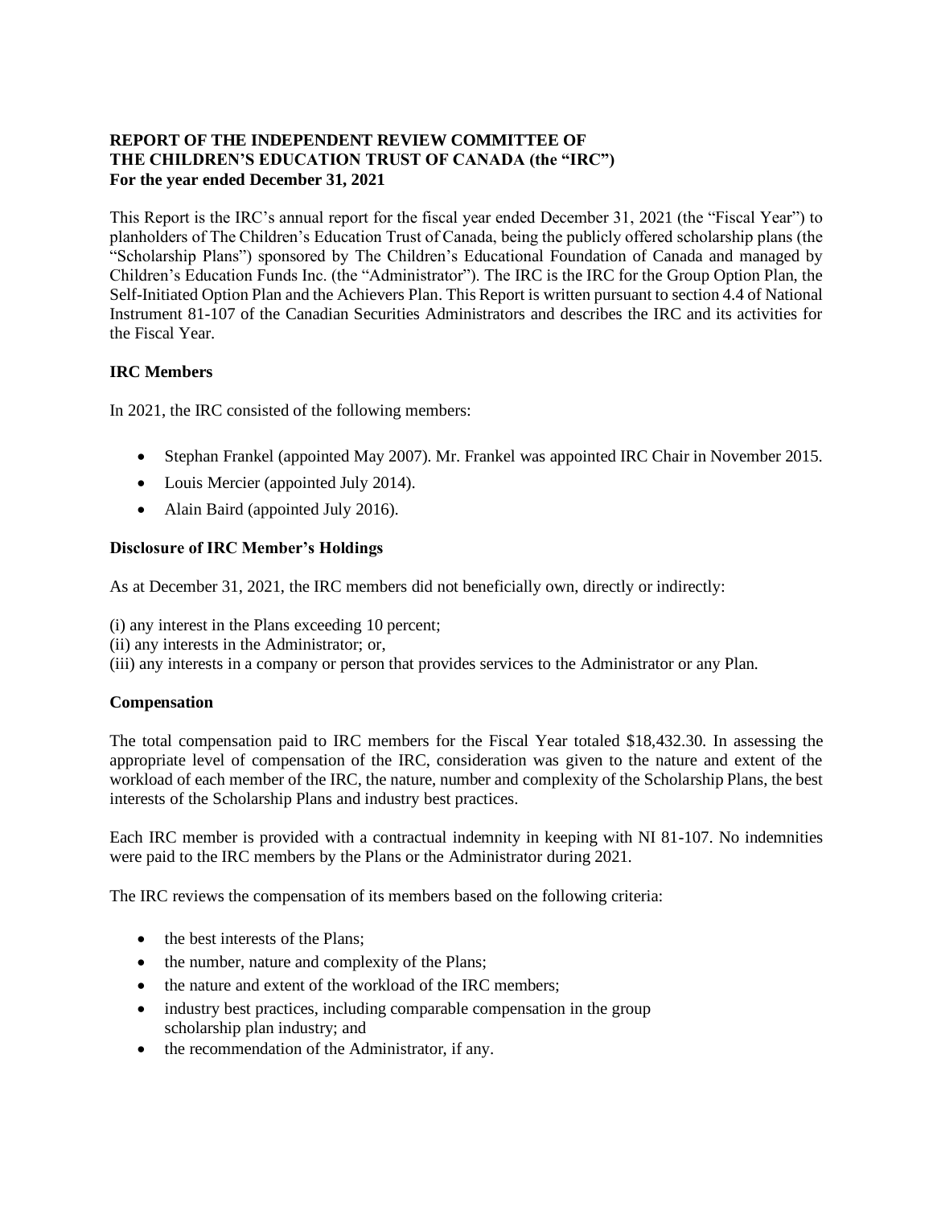**REPORT OF THE INDEPENDENT REVIEW COMMITTEE OF THE CHILDREN'S EDUCATION TRUST OF CANADA (the "IRC") For the year ended December 31, 2021**

This Report is the IRC's annual report for the fiscal year ended December 31, 2021 (the "Fiscal Year") to planholders of The Children's Education Trust of Canada, being the publicly offered scholarship plans (the "Scholarship Plans") sponsored by The Children's Educational Foundation of Canada and managed by Children's Education Funds Inc. (the "Administrator"). The IRC is the IRC for the Group Option Plan, the Self-Initiated Option Plan and the Achievers Plan. This Report is written pursuant to section 4.4 of National Instrument 81-107 of the Canadian Securities Administrators and describes the IRC and its activities for the Fiscal Year.

**IRC Members**

In 2021, the IRC consisted of the following members:

- Stephan Frankel (appointed May 2007). Mr. Frankel was appointed IRC Chair in November 2015.
- Louis Mercier (appointed July 2014).
- Alain Baird (appointed July 2016).

**Disclosure of IRC Member's Holdings**

As at December 31, 2021, the IRC members did not beneficially own, directly or indirectly:

(i) any interest in the Plans exceeding 10 percent;
(ii) any interests in the Administrator; or,
(iii) any interests in a company or person that provides services to the Administrator or any Plan.

**Compensation**

The total compensation paid to IRC members for the Fiscal Year totaled $18,432.30. In assessing the appropriate level of compensation of the IRC, consideration was given to the nature and extent of the workload of each member of the IRC, the nature, number and complexity of the Scholarship Plans, the best interests of the Scholarship Plans and industry best practices.

Each IRC member is provided with a contractual indemnity in keeping with NI 81-107. No indemnities were paid to the IRC members by the Plans or the Administrator during 2021.

The IRC reviews the compensation of its members based on the following criteria:

- the best interests of the Plans;
- the number, nature and complexity of the Plans;
- the nature and extent of the workload of the IRC members;
- industry best practices, including comparable compensation in the group scholarship plan industry; and
- the recommendation of the Administrator, if any.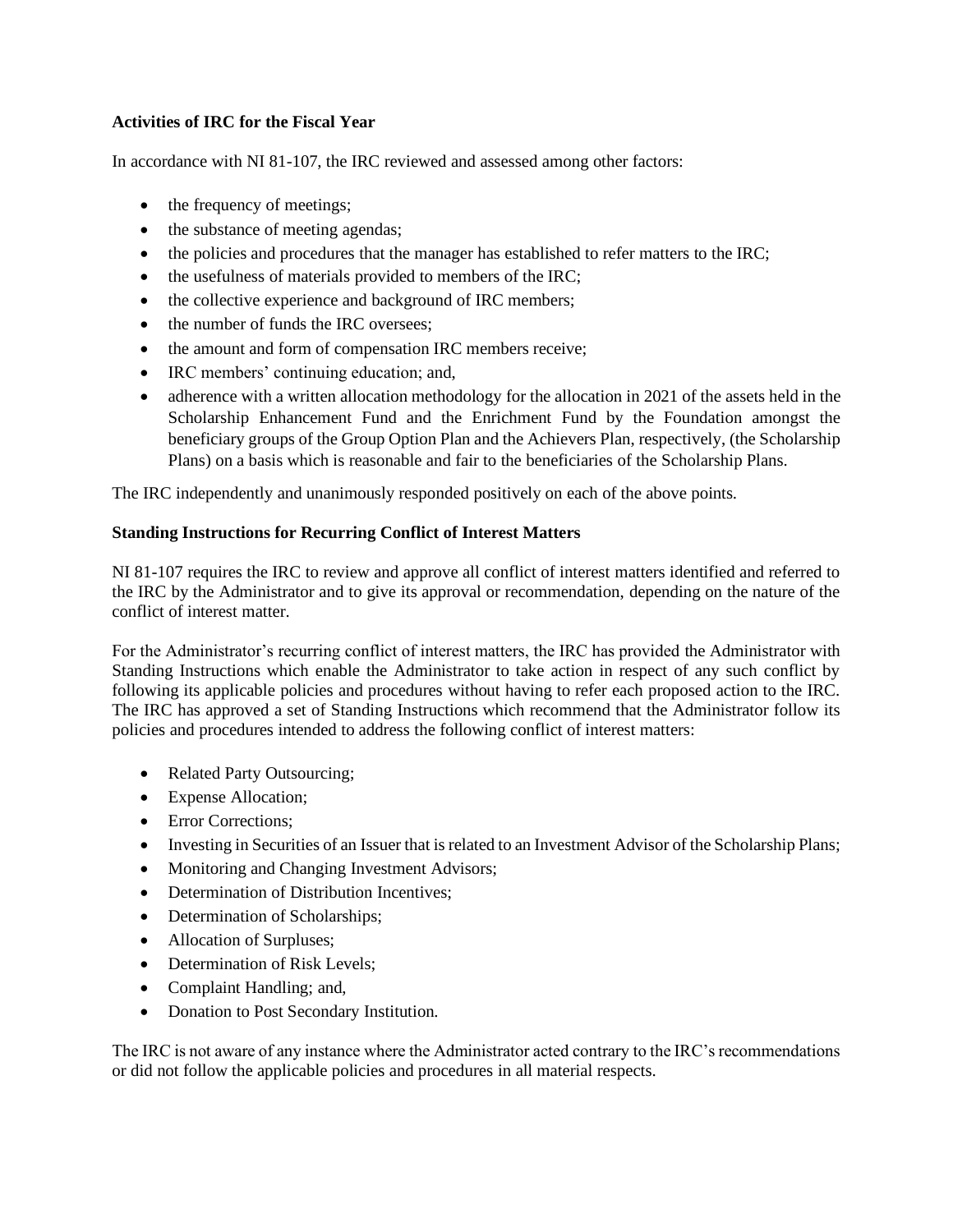**Activities of IRC for the Fiscal Year**

In accordance with NI 81-107, the IRC reviewed and assessed among other factors:

- the frequency of meetings;
- the substance of meeting agendas;
- the policies and procedures that the manager has established to refer matters to the IRC;
- the usefulness of materials provided to members of the IRC;
- the collective experience and background of IRC members;
- the number of funds the IRC oversees;
- the amount and form of compensation IRC members receive;
- IRC members' continuing education; and,
- adherence with a written allocation methodology for the allocation in 2021 of the assets held in the Scholarship Enhancement Fund and the Enrichment Fund by the Foundation amongst the beneficiary groups of the Group Option Plan and the Achievers Plan, respectively, (the Scholarship Plans) on a basis which is reasonable and fair to the beneficiaries of the Scholarship Plans.

The IRC independently and unanimously responded positively on each of the above points.

**Standing Instructions for Recurring Conflict of Interest Matters**

NI 81-107 requires the IRC to review and approve all conflict of interest matters identified and referred to the IRC by the Administrator and to give its approval or recommendation, depending on the nature of the conflict of interest matter.

For the Administrator's recurring conflict of interest matters, the IRC has provided the Administrator with Standing Instructions which enable the Administrator to take action in respect of any such conflict by following its applicable policies and procedures without having to refer each proposed action to the IRC. The IRC has approved a set of Standing Instructions which recommend that the Administrator follow its policies and procedures intended to address the following conflict of interest matters:

- Related Party Outsourcing;
- Expense Allocation;
- Error Corrections;
- Investing in Securities of an Issuer that is related to an Investment Advisor of the Scholarship Plans;
- Monitoring and Changing Investment Advisors;
- Determination of Distribution Incentives;
- Determination of Scholarships;
- Allocation of Surpluses;
- Determination of Risk Levels;
- Complaint Handling; and,
- Donation to Post Secondary Institution.

The IRC is not aware of any instance where the Administrator acted contrary to the IRC's recommendations or did not follow the applicable policies and procedures in all material respects.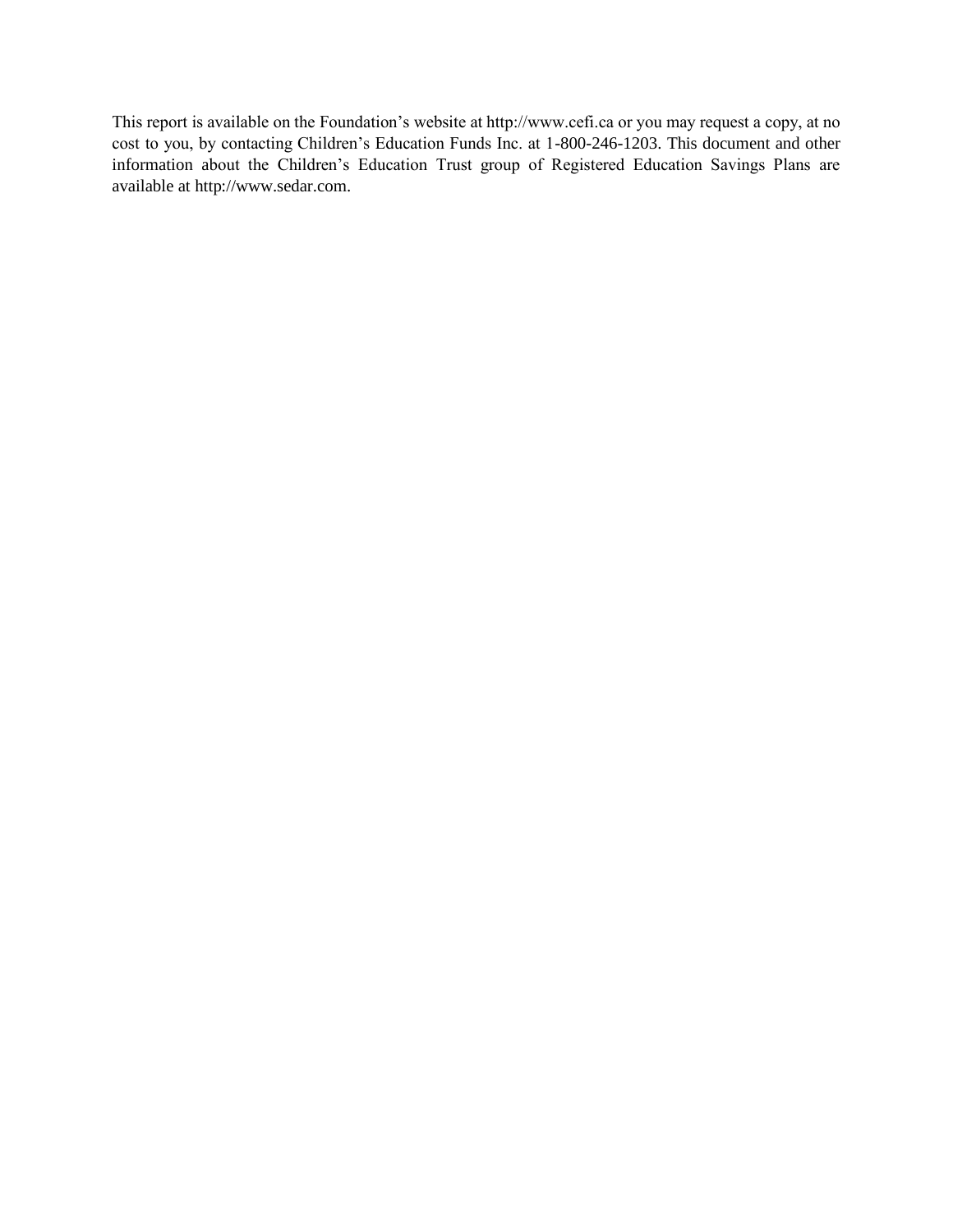This report is available on the Foundation's website at http://www.cefi.ca or you may request a copy, at no cost to you, by contacting Children's Education Funds Inc. at 1-800-246-1203. This document and other information about the Children's Education Trust group of Registered Education Savings Plans are available at http://www.sedar.com.